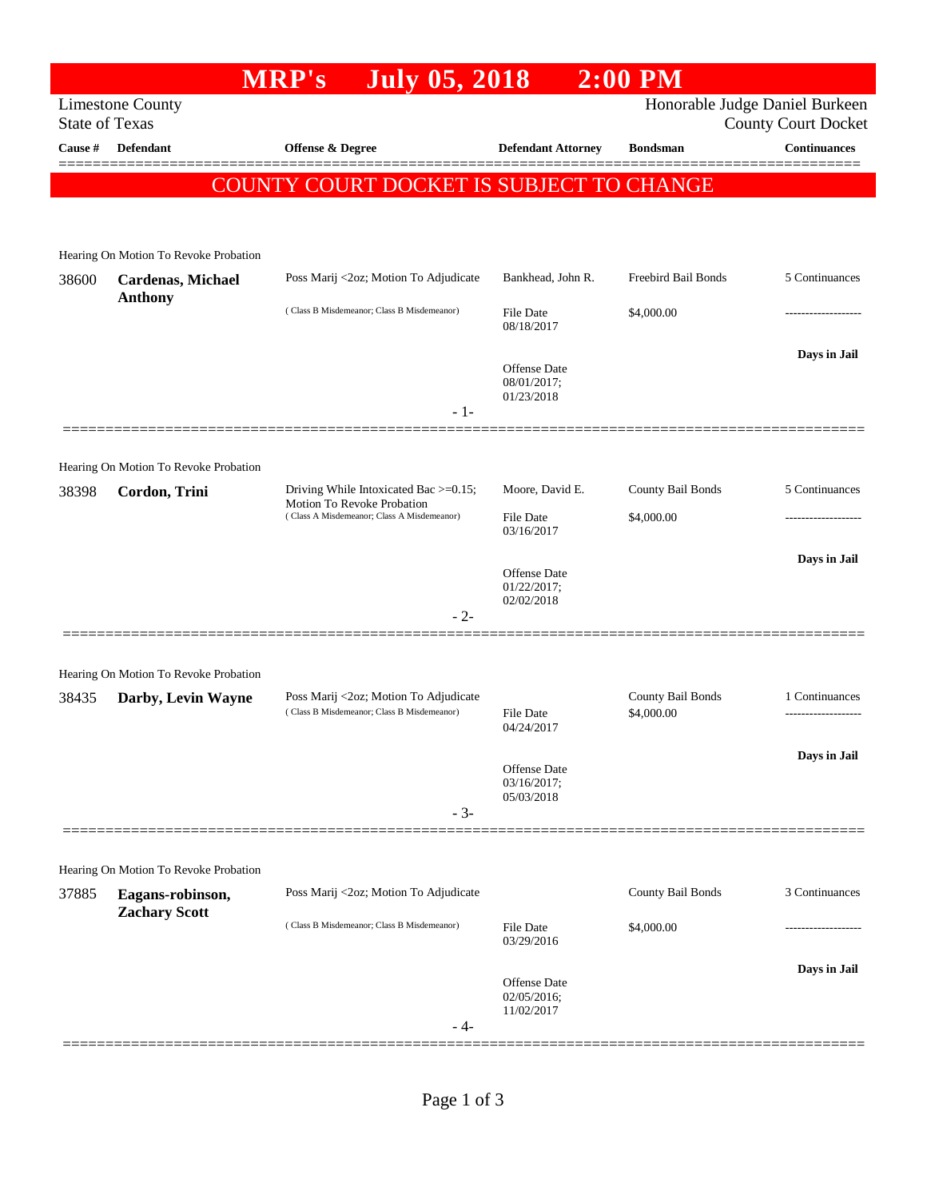# MRP's July 05, 2018 2:00 PM

Limestone County
State of Texas

Honorable Judge Daniel Burkeen
County Court Docket

| Cause # | Defendant | Offense & Degree | Defendant Attorney | Bondsman | Continuances |
|---|---|---|---|---|---|

## COUNTY COURT DOCKET IS SUBJECT TO CHANGE

Hearing On Motion To Revoke Probation

| Cause # | Defendant | Offense & Degree | Defendant Attorney | Bondsman | Continuances |
|---|---|---|---|---|---|
| 38600 | **Cardenas, Michael Anthony** | Poss Marij <2oz; Motion To Adjudicate ( Class B Misdemeanor; Class B Misdemeanor) | Bankhead, John R. File Date 08/18/2017 Offense Date 08/01/2017; 01/23/2018 | Freebird Bail Bonds $4,000.00 | 5 Continuances ------------------- **Days in Jail** |

- 1-

Hearing On Motion To Revoke Probation

| Cause # | Defendant | Offense & Degree | Defendant Attorney | Bondsman | Continuances |
|---|---|---|---|---|---|
| 38398 | **Cordon, Trini** | Driving While Intoxicated Bac >=0.15; Motion To Revoke Probation ( Class A Misdemeanor; Class A Misdemeanor) | Moore, David E. File Date 03/16/2017 Offense Date 01/22/2017; 02/02/2018 | County Bail Bonds $4,000.00 | 5 Continuances ------------------- **Days in Jail** |

- 2-

Hearing On Motion To Revoke Probation

| Cause # | Defendant | Offense & Degree | Defendant Attorney | Bondsman | Continuances |
|---|---|---|---|---|---|
| 38435 | **Darby, Levin Wayne** | Poss Marij <2oz; Motion To Adjudicate ( Class B Misdemeanor; Class B Misdemeanor) | File Date 04/24/2017 Offense Date 03/16/2017; 05/03/2018 | County Bail Bonds $4,000.00 | 1 Continuances ------------------- **Days in Jail** |

- 3-

Hearing On Motion To Revoke Probation

| Cause # | Defendant | Offense & Degree | Defendant Attorney | Bondsman | Continuances |
|---|---|---|---|---|---|
| 37885 | **Eagans-robinson, Zachary Scott** | Poss Marij <2oz; Motion To Adjudicate ( Class B Misdemeanor; Class B Misdemeanor) | File Date 03/29/2016 Offense Date 02/05/2016; 11/02/2017 | County Bail Bonds $4,000.00 | 3 Continuances ------------------- **Days in Jail** |

- 4-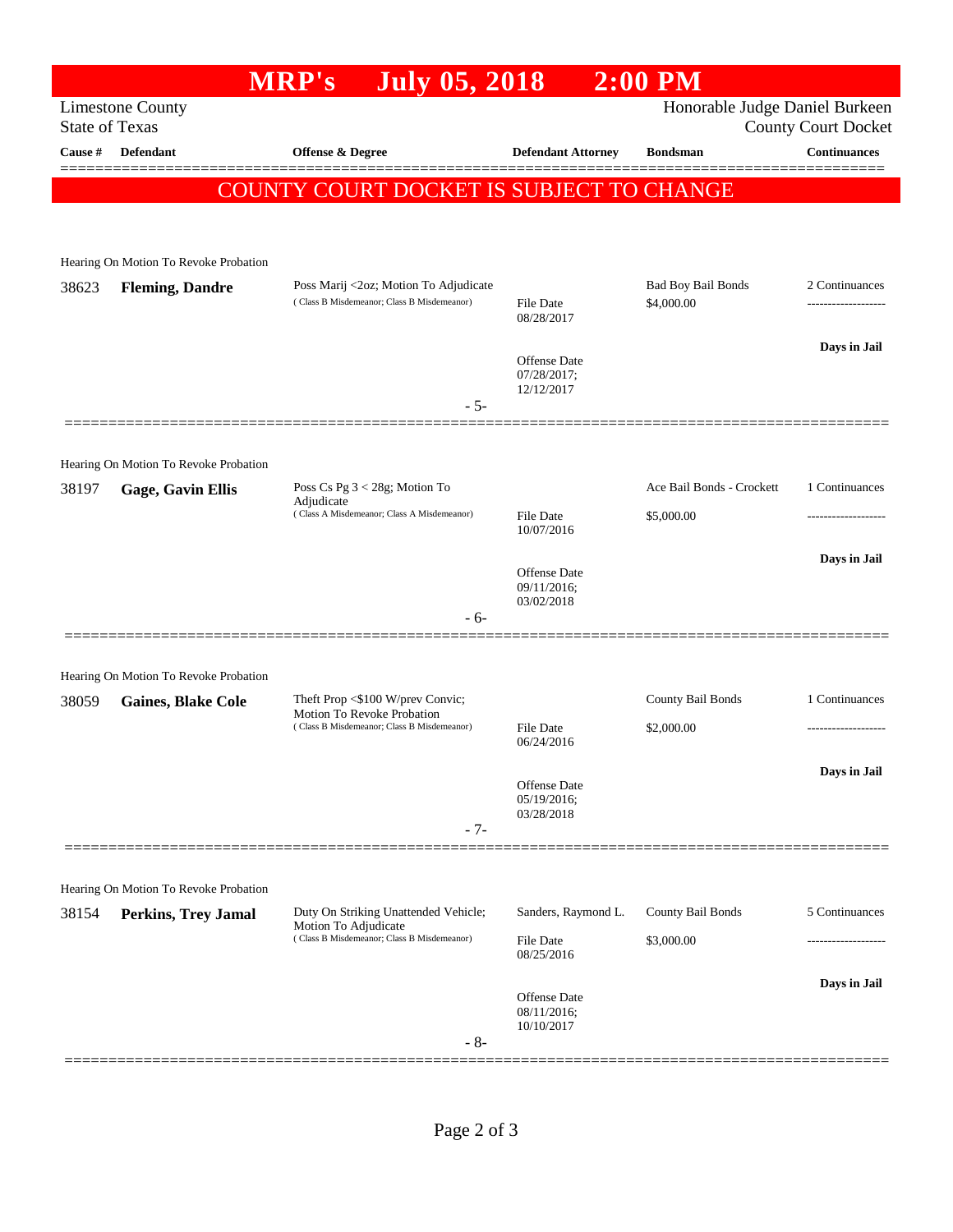# MRP's July 05, 2018 2:00 PM

Limestone County
State of Texas

Honorable Judge Daniel Burkeen
County Court Docket

| Cause # | Defendant | Offense & Degree | Defendant Attorney | Bondsman | Continuances |
|---|---|---|---|---|---|

**COUNTY COURT DOCKET IS SUBJECT TO CHANGE**

Hearing On Motion To Revoke Probation

| Cause # | Defendant | Offense & Degree | Defendant Attorney | Bondsman | Continuances |
|---|---|---|---|---|---|
| 38623 | **Fleming, Dandre** | Poss Marij <2oz; Motion To Adjudicate (Class B Misdemeanor; Class B Misdemeanor) | File Date 08/28/2017; Offense Date 07/28/2017; 12/12/2017 | Bad Boy Bail Bonds $4,000.00 | 2 Continuances; Days in Jail |

- 5-

Hearing On Motion To Revoke Probation

| Cause # | Defendant | Offense & Degree | Defendant Attorney | Bondsman | Continuances |
|---|---|---|---|---|---|
| 38197 | **Gage, Gavin Ellis** | Poss Cs Pg 3 < 28g; Motion To Adjudicate (Class A Misdemeanor; Class A Misdemeanor) | File Date 10/07/2016; Offense Date 09/11/2016; 03/02/2018 | Ace Bail Bonds - Crockett $5,000.00 | 1 Continuances; Days in Jail |

- 6-

Hearing On Motion To Revoke Probation

| Cause # | Defendant | Offense & Degree | Defendant Attorney | Bondsman | Continuances |
|---|---|---|---|---|---|
| 38059 | **Gaines, Blake Cole** | Theft Prop <$100 W/prev Convic; Motion To Revoke Probation (Class B Misdemeanor; Class B Misdemeanor) | File Date 06/24/2016; Offense Date 05/19/2016; 03/28/2018 | County Bail Bonds $2,000.00 | 1 Continuances; Days in Jail |

- 7-

Hearing On Motion To Revoke Probation

| Cause # | Defendant | Offense & Degree | Defendant Attorney | Bondsman | Continuances |
|---|---|---|---|---|---|
| 38154 | **Perkins, Trey Jamal** | Duty On Striking Unattended Vehicle; Motion To Adjudicate (Class B Misdemeanor; Class B Misdemeanor) | Sanders, Raymond L.; File Date 08/25/2016; Offense Date 08/11/2016; 10/10/2017 | County Bail Bonds $3,000.00 | 5 Continuances; Days in Jail |

- 8-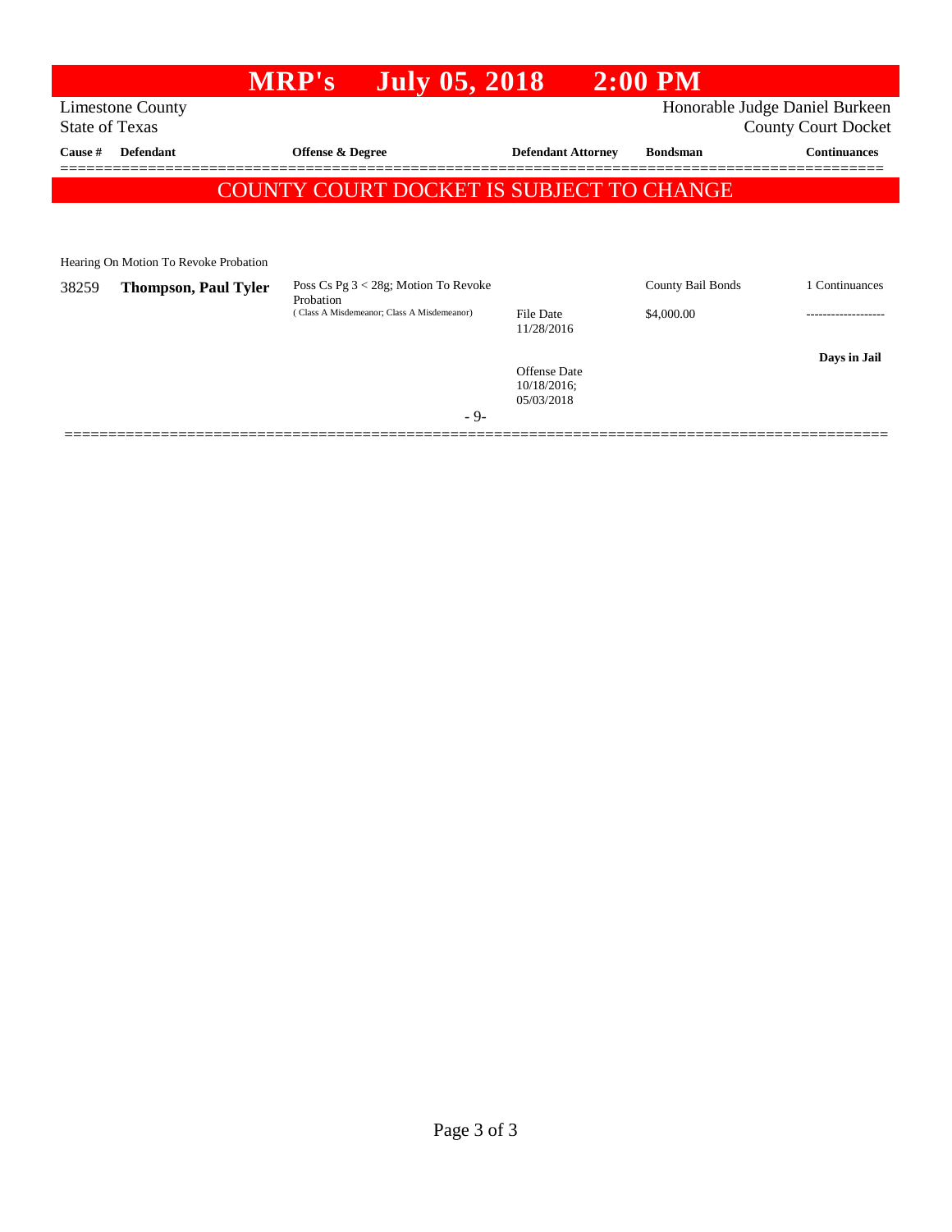# MRP's July 05, 2018 2:00 PM

Limestone County
State of Texas

Honorable Judge Daniel Burkeen
County Court Docket

| Cause # | Defendant | Offense & Degree | Defendant Attorney | Bondsman | Continuances |
|---|---|---|---|---|---|

## COUNTY COURT DOCKET IS SUBJECT TO CHANGE

Hearing On Motion To Revoke Probation

| Cause # | Defendant | Offense & Degree | Defendant Attorney | Bondsman | Continuances |
|---|---|---|---|---|---|
| 38259 | **Thompson, Paul Tyler** | Poss Cs Pg 3 < 28g; Motion To Revoke Probation<br>( Class A Misdemeanor; Class A Misdemeanor) | File Date<br>11/28/2016<br><br>Offense Date<br>10/18/2016;<br>05/03/2018 | County Bail Bonds<br>$4,000.00 | 1 Continuances<br>-------------------<br>**Days in Jail** |

- 9-